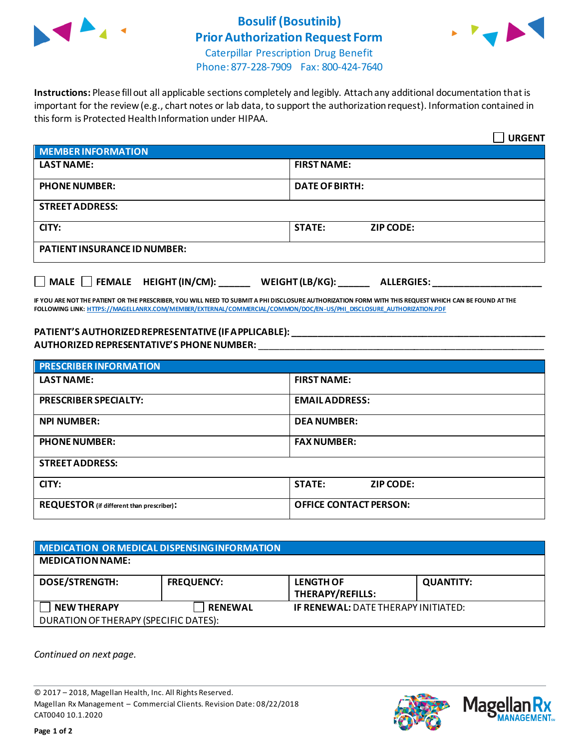# Bosulif (Bosutinib) Prior Authorization Request Form

Caterpillar Prescription Drug Benefit
Phone: 877-228-7909 Fax: 800-424-7640

**Instructions:** Please fill out all applicable sections completely and legibly. Attach any additional documentation that is important for the review (e.g., chart notes or lab data, to support the authorization request). Information contained in this form is Protected Health Information under HIPAA.

☐ **URGENT**

| **MEMBER INFORMATION** | |
|---|---|
| **LAST NAME:** | **FIRST NAME:** |
| **PHONE NUMBER:** | **DATE OF BIRTH:** |
| **STREET ADDRESS:** | |
| **CITY:** | **STATE: ZIP CODE:** |
| **PATIENT INSURANCE ID NUMBER:** | |

☐ **MALE** ☐ **FEMALE** **HEIGHT (IN/CM):** ______ **WEIGHT (LB/KG):** ______ **ALLERGIES:** ____________________

**IF YOU ARE NOT THE PATIENT OR THE PRESCRIBER, YOU WILL NEED TO SUBMIT A PHI DISCLOSURE AUTHORIZATION FORM WITH THIS REQUEST WHICH CAN BE FOUND AT THE FOLLOWING LINK: HTTPS://MAGELLANRX.COM/MEMBER/EXTERNAL/COMMERCIAL/COMMON/DOC/EN-US/PHI_DISCLOSURE_AUTHORIZATION.PDF**

**PATIENT'S AUTHORIZED REPRESENTATIVE (IF APPLICABLE):** ____________________________________________
**AUTHORIZED REPRESENTATIVE'S PHONE NUMBER:** ____________________________________________

| **PRESCRIBER INFORMATION** | |
|---|---|
| **LAST NAME:** | **FIRST NAME:** |
| **PRESCRIBER SPECIALTY:** | **EMAIL ADDRESS:** |
| **NPI NUMBER:** | **DEA NUMBER:** |
| **PHONE NUMBER:** | **FAX NUMBER:** |
| **STREET ADDRESS:** | |
| **CITY:** | **STATE: ZIP CODE:** |
| **REQUESTOR** (if different than prescriber)**:** | **OFFICE CONTACT PERSON:** |

| **MEDICATION OR MEDICAL DISPENSING INFORMATION** | | | |
|---|---|---|---|
| **MEDICATION NAME:** | | | |
| **DOSE/STRENGTH:** | **FREQUENCY:** | **LENGTH OF THERAPY/REFILLS:** | **QUANTITY:** |
| ☐ **NEW THERAPY** | ☐ **RENEWAL** | **IF RENEWAL:** DATE THERAPY INITIATED: | |
| DURATION OF THERAPY (SPECIFIC DATES): | | | |

*Continued on next page.*

© 2017 – 2018, Magellan Health, Inc. All Rights Reserved.
Magellan Rx Management – Commercial Clients. Revision Date: 08/22/2018
CAT0040 10.1.2020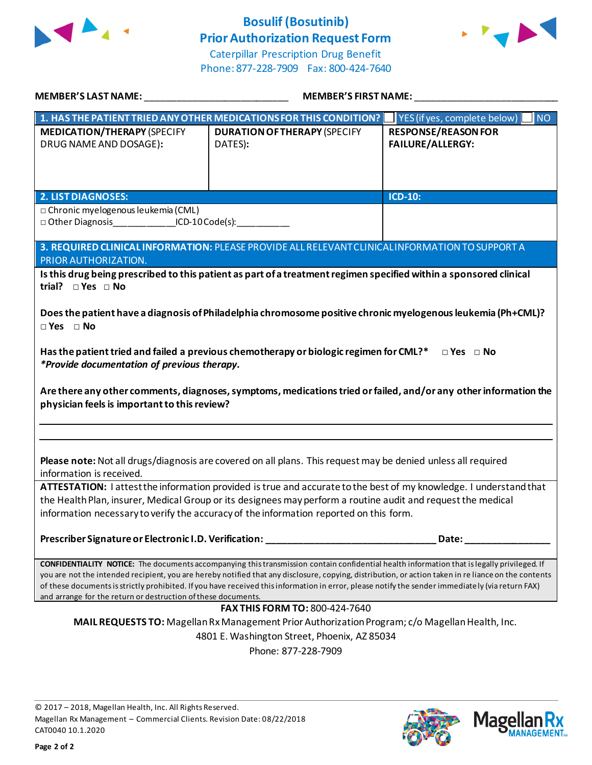# Bosulif (Bosutinib)
# Prior Authorization Request Form

Caterpillar Prescription Drug Benefit
Phone: 877-228-7909 Fax: 800-424-7640

**MEMBER'S LAST NAME:** ___________________________ **MEMBER'S FIRST NAME:** ___________________________

| **1. HAS THE PATIENT TRIED ANY OTHER MEDICATIONS FOR THIS CONDITION?** | | ☐ YES (if yes, complete below) ☐ NO |
|---|---|---|
| **MEDICATION/THERAPY** (SPECIFY DRUG NAME AND DOSAGE): | **DURATION OF THERAPY** (SPECIFY DATES): | **RESPONSE/REASON FOR FAILURE/ALLERGY:** |
| | | |

| **2. LIST DIAGNOSES:** | **ICD-10:** |
|---|---|
| □ Chronic myelogenous leukemia (CML)<br>□ Other Diagnosis____________ICD-10 Code(s):__________ | |

**3. REQUIRED CLINICAL INFORMATION:** PLEASE PROVIDE ALL RELEVANT CLINICAL INFORMATION TO SUPPORT A PRIOR AUTHORIZATION.

**Is this drug being prescribed to this patient as part of a treatment regimen specified within a sponsored clinical trial?** □ **Yes** □ **No**

**Does the patient have a diagnosis of Philadelphia chromosome positive chronic myelogenous leukemia (Ph+CML)?**
□ **Yes** □ **No**

**Has the patient tried and failed a previous chemotherapy or biologic regimen for CML?*** □ **Yes** □ **No**
***\*Provide documentation of previous therapy.***

**Are there any other comments, diagnoses, symptoms, medications tried or failed, and/or any other information the physician feels is important to this review?**

_______________________________________________________________________________

_______________________________________________________________________________

**Please note:** Not all drugs/diagnosis are covered on all plans. This request may be denied unless all required information is received.

**ATTESTATION:** I attest the information provided is true and accurate to the best of my knowledge. I understand that the Health Plan, insurer, Medical Group or its designees may perform a routine audit and request the medical information necessary to verify the accuracy of the information reported on this form.

**Prescriber Signature or Electronic I.D. Verification:** ________________________________ **Date:** ________________

**CONFIDENTIALITY NOTICE:** The documents accompanying this transmission contain confidential health information that is legally privileged. If you are not the intended recipient, you are hereby notified that any disclosure, copying, distribution, or action taken in reliance on the contents of these documents is strictly prohibited. If you have received this information in error, please notify the sender immediately (via return FAX) and arrange for the return or destruction of these documents.

**FAX THIS FORM TO:** 800-424-7640

**MAIL REQUESTS TO:** Magellan Rx Management Prior Authorization Program; c/o Magellan Health, Inc.
4801 E. Washington Street, Phoenix, AZ 85034
Phone: 877-228-7909

© 2017 – 2018, Magellan Health, Inc. All Rights Reserved.
Magellan Rx Management – Commercial Clients. Revision Date: 08/22/2018
CAT0040 10.1.2020

Magellan Rx MANAGEMENT